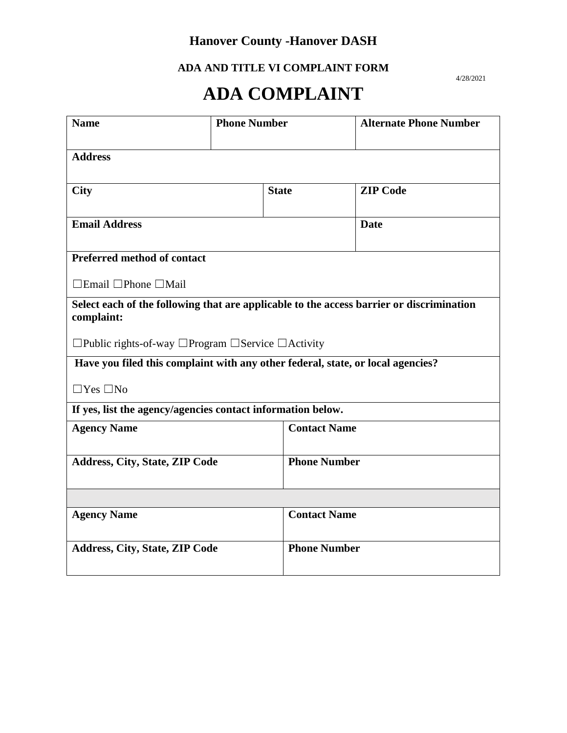# Hanover County -Hanover DASH

## ADA AND TITLE VI COMPLAINT FORM

4/28/2021

# ADA COMPLAINT

| Name | Phone Number | | Alternate Phone Number |
|---|---|---|---|
| **Address** | | | |
| **City** | | **State** | **ZIP Code** |
| **Email Address** | | | **Date** |
| **Preferred method of contact**<br><br>☐Email ☐Phone ☐Mail | | | |
| **Select each of the following that are applicable to the access barrier or discrimination complaint:**<br><br>☐Public rights-of-way ☐Program ☐Service ☐Activity | | | |
| **Have you filed this complaint with any other federal, state, or local agencies?**<br><br>☐Yes ☐No | | | |
| **If yes, list the agency/agencies contact information below.** | | | |
| **Agency Name** | | **Contact Name** | |
| **Address, City, State, ZIP Code** | | **Phone Number** | |
| | | | |
| **Agency Name** | | **Contact Name** | |
| **Address, City, State, ZIP Code** | | **Phone Number** | |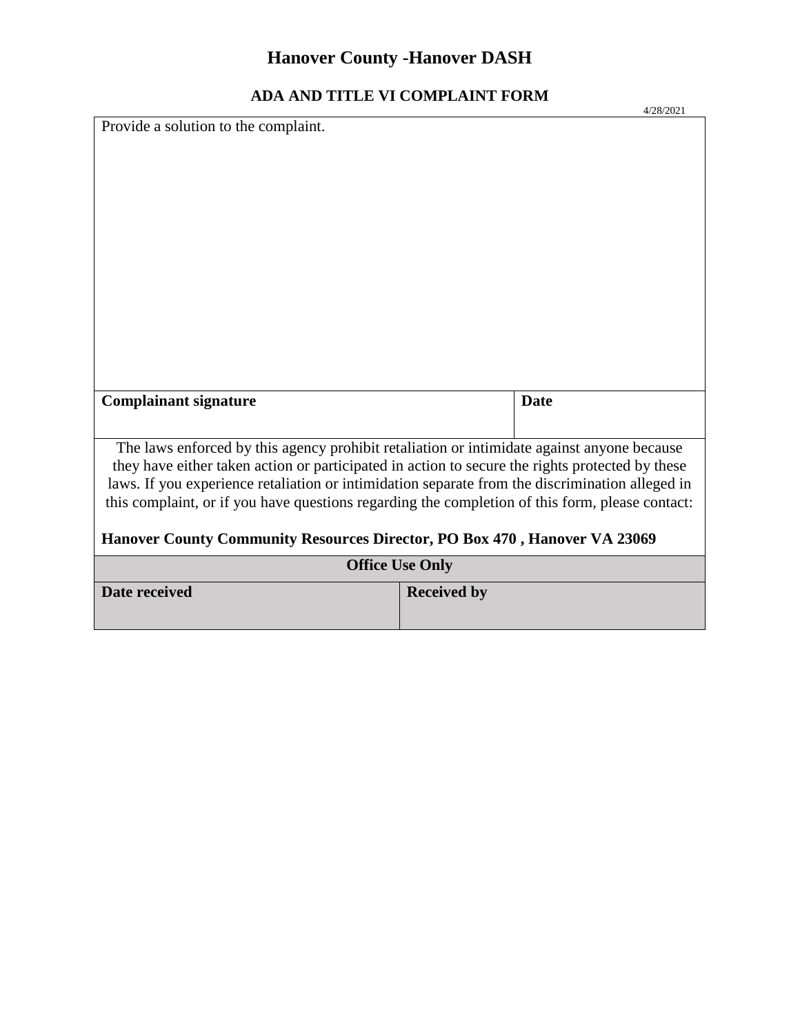# Hanover County -Hanover DASH

## ADA AND TITLE VI COMPLAINT FORM

4/28/2021

| Provide a solution to the complaint. | |
|---|---|
| | |
| **Complainant signature** | **Date** |

The laws enforced by this agency prohibit retaliation or intimidate against anyone because they have either taken action or participated in action to secure the rights protected by these laws. If you experience retaliation or intimidation separate from the discrimination alleged in this complaint, or if you have questions regarding the completion of this form, please contact:

**Hanover County Community Resources Director, PO Box 470 , Hanover VA 23069**

| Office Use Only | |
|---|---|
| **Date received** | **Received by** |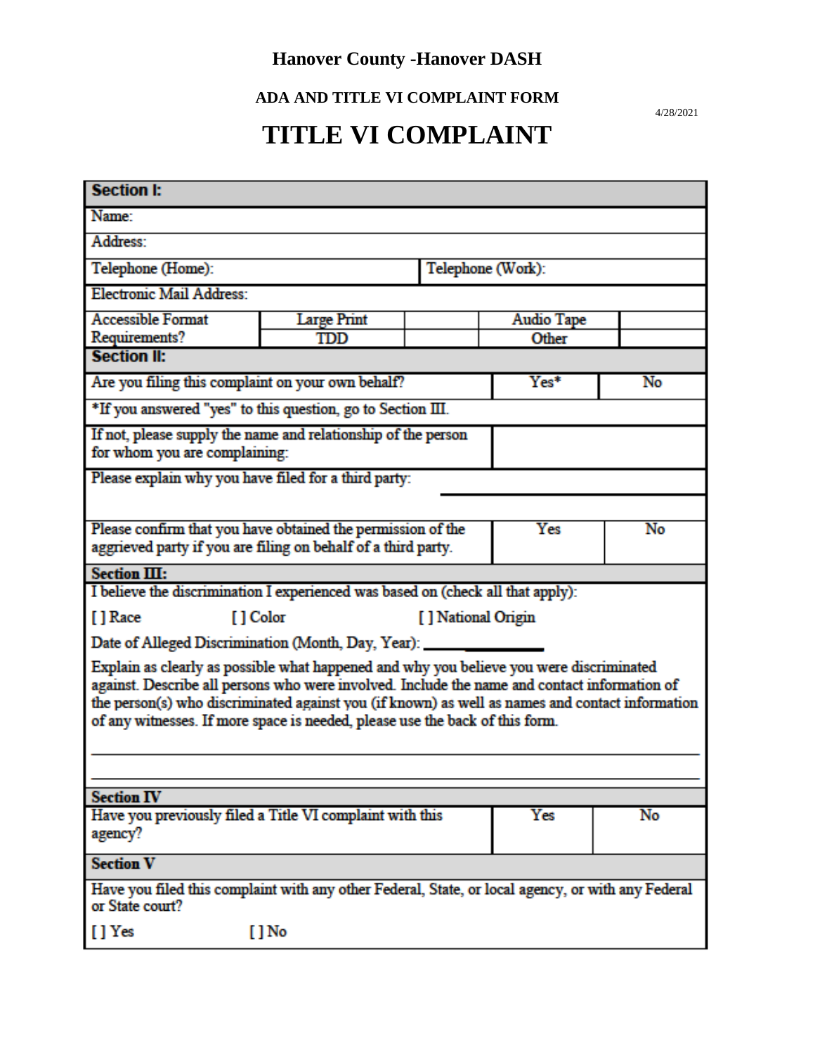# Hanover County -Hanover DASH

## ADA AND TITLE VI COMPLAINT FORM

4/28/2021

# TITLE VI COMPLAINT

| **Section I:** | | | | |
|---|---|---|---|---|
| Name: | | | | |
| Address: | | | | |
| Telephone (Home): | | | Telephone (Work): | |
| Electronic Mail Address: | | | | |
| Accessible Format Requirements? | Large Print | | Audio Tape | |
| | TDD | | Other | |

| **Section II:** | | |
|---|---|---|
| Are you filing this complaint on your own behalf? | Yes* | No |
| *If you answered "yes" to this question, go to Section III. | | |
| If not, please supply the name and relationship of the person for whom you are complaining: | | |
| Please explain why you have filed for a third party: | | |
| Please confirm that you have obtained the permission of the aggrieved party if you are filing on behalf of a third party. | Yes | No |

**Section III:**

I believe the discrimination I experienced was based on (check all that apply):

[ ] Race [ ] Color [ ] National Origin

Date of Alleged Discrimination (Month, Day, Year): ____________

Explain as clearly as possible what happened and why you believe you were discriminated against. Describe all persons who were involved. Include the name and contact information of the person(s) who discriminated against you (if known) as well as names and contact information of any witnesses. If more space is needed, please use the back of this form.

______________________________________________________________________________

______________________________________________________________________________

| **Section IV** | | |
|---|---|---|
| Have you previously filed a Title VI complaint with this agency? | Yes | No |

**Section V**

Have you filed this complaint with any other Federal, State, or local agency, or with any Federal or State court?

[ ] Yes [ ] No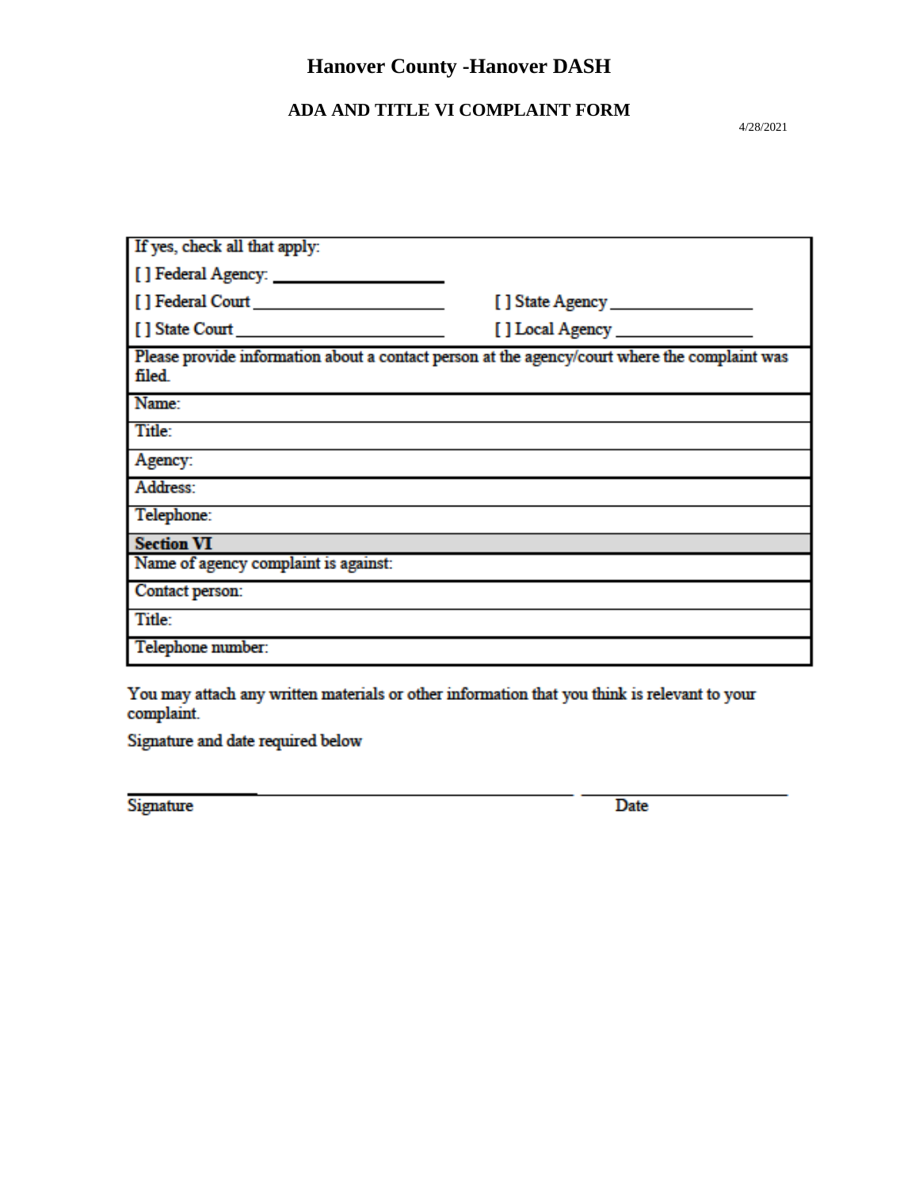# Hanover County -Hanover DASH

## ADA AND TITLE VI COMPLAINT FORM

4/28/2021

| | |
|---|---|
| If yes, check all that apply: | |
| [ ] Federal Agency: ___________________ | |
| [ ] Federal Court ______________________ | [ ] State Agency ________________ |
| [ ] State Court ________________________ | [ ] Local Agency ________________ |
| Please provide information about a contact person at the agency/court where the complaint was filed. | |
| Name: | |
| Title: | |
| Agency: | |
| Address: | |
| Telephone: | |
| **Section VI** | |
| Name of agency complaint is against: | |
| Contact person: | |
| Title: | |
| Telephone number: | |

You may attach any written materials or other information that you think is relevant to your complaint.

Signature and date required below

_____________________________________________________ ________________________

Signature Date